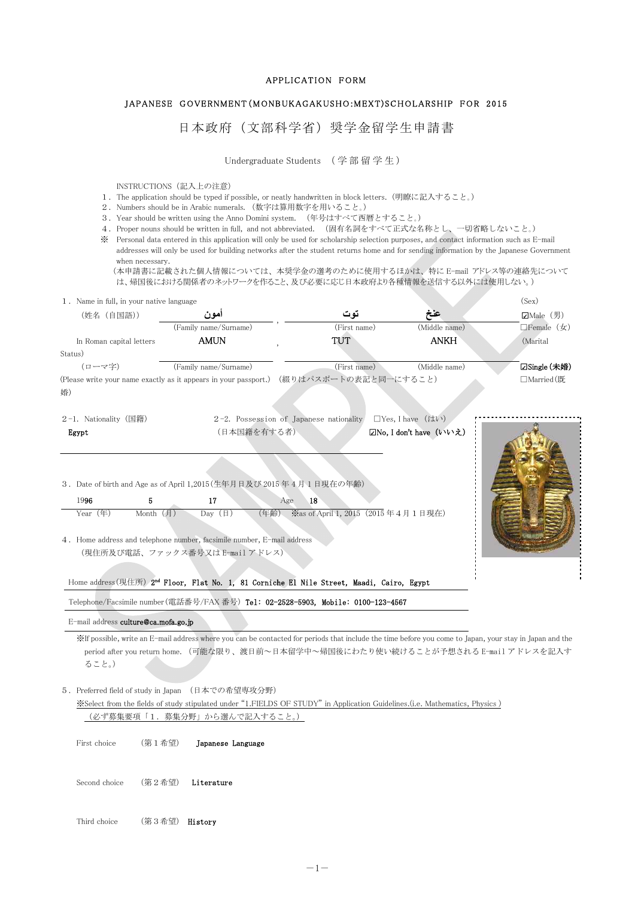APPLICATION FORM

JAPANESE GOVERNMENT(MONBUKAGAKUSHO:MEXT)SCHOLARSHIP FOR 2015

# 日本政府（文部科学省）奨学金留学生申請書

Undergraduate Students （学部留学生）

INSTRUCTIONS（記入上の注意）

1．The application should be typed if possible, or neatly handwritten in block letters.（明瞭に記入すること。）
2．Numbers should be in Arabic numerals. （数字は算用数字を用いること。）
3．Year should be written using the Anno Domini system. （年号はすべて西暦とすること。）
4．Proper nouns should be written in full, and not abbreviated. （固有名詞をすべて正式な名称とし、一切省略しないこと。）

※ Personal data entered in this application will only be used for scholarship selection purposes, and contact information such as E-mail addresses will only be used for building networks after the student returns home and for sending information by the Japanese Government when necessary.
（本申請書に記載された個人情報については、本奨学金の選考のために使用するほかは、特に E-mail アドレス等の連絡先については、帰国後における関係者のネットワークを作ること、及び必要に応じ日本政府より各種情報を送信する以外には使用しない。）

SAMPLE

1．Name in full, in your native language （姓名（自国語））

| | (Family name/Surname) | (First name) | (Middle name) |
|---|---|---|---|
| （姓名（自国語）） | أمون | توت | عنخ |
| In Roman capital letters （ローマ字） | AMUN | TUT | ANKH |

(Please write your name exactly as it appears in your passport.) （綴りはパスポートの表記と同一にすること）

(Sex) ☑Male（男） □Female（女）

(Marital Status) ☑Single（未婚） □Married（既婚）

2-1. Nationality（国籍）
Egypt

2-2. Possession of Japanese nationality （日本国籍を有する者） □Yes, I have （はい） ☑No, I don't have （いいえ）

3．Date of birth and Age as of April 1,2015（生年月日及び 2015 年 4 月 1 日現在の年齢）

| Year（年） | Month（月） | Day（日） | Age（年齢） |
|---|---|---|---|
| 1996 | 5 | 17 | 18 |

※as of April 1, 2015（2015 年 4 月 1 日現在）

4．Home address and telephone number, facsimile number, E-mail address
（現住所及び電話、ファックス番号又は E-mail アドレス）

Home address（現住所） 2nd Floor, Flat No. 1, 81 Corniche El Nile Street, Maadi, Cairo, Egypt

Telephone/Facsimile number（電話番号/FAX 番号） Tel: 02-2528-5903, Mobile: 0100-123-4567

E-mail address culture@ca.mofa.go.jp

※If possible, write an E-mail address where you can be contacted for periods that include the time before you come to Japan, your stay in Japan and the period after you return home. （可能な限り、渡日前～日本留学中～帰国後にわたり使い続けることが予想される E-mail アドレスを記入すること。）

5．Preferred field of study in Japan （日本での希望専攻分野）
※Select from the fields of study stipulated under "1.FIELDS OF STUDY" in Application Guidelines.(i.e. Mathematics, Physics )
（必ず募集要項「1．募集分野」から選んで記入すること。）

First choice （第 1 希望） Japanese Language

Second choice （第 2 希望） Literature

Third choice （第 3 希望） History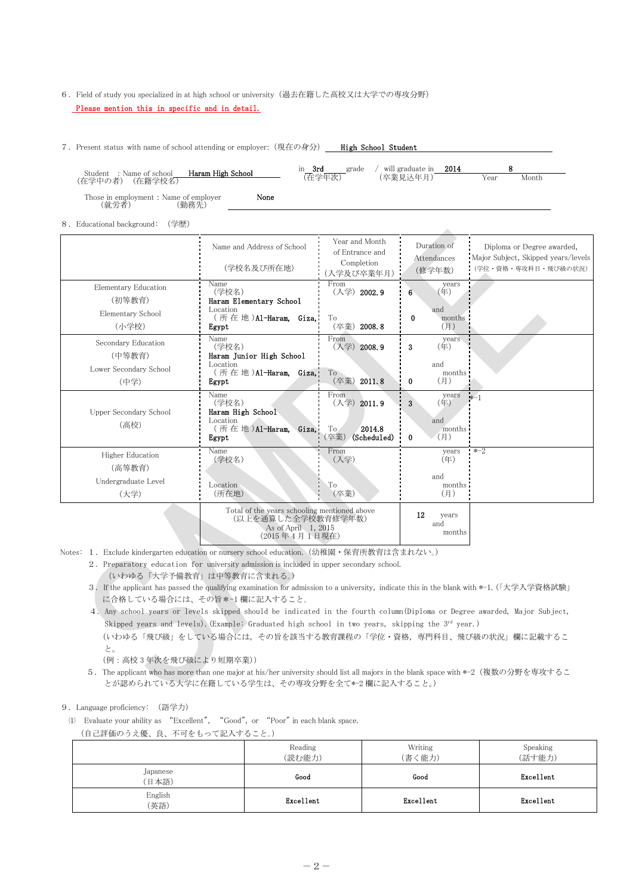6．Field of study you specialized in at high school or university（過去在籍した高校又は大学での専攻分野）

Please mention this in specific and in detail.

7．Present status with name of school attending or employer:（現在の身分） High School Student

Student ：Name of school（在学中の者）（在籍学校名） Haram High School　in 3rd grade（在学年次）　/ will graduate in（卒業見込年月） 2014 Year 8 Month

Those in employment：Name of employer（就労者）（勤務先） None

8．Educational background:（学歴）

| | Name and Address of School（学校名及び所在地） | Year and Month of Entrance and Completion（入学及び卒業年月） | Duration of Attendances（修学年数） | Diploma or Degree awarded, Major Subject, Skipped years/levels（学位・資格・専攻科目・飛び級の状況） |
|---|---|---|---|---|
| Elementary Education（初等教育） Elementary School（小学校） | Name（学校名） Haram Elementary School Location（所在地）Al-Haram, Giza, Egypt | From（入学） 2002.9 To（卒業） 2008.8 | 6 years（年） and 0 months（月） | |
| Secondary Education（中等教育） Lower Secondary School（中学） | Name（学校名） Haram Junior High School Location（所在地）Al-Haram, Giza, Egypt | From（入学） 2008.9 To（卒業） 2011.8 | 3 years（年） and 0 months（月） | |
| Upper Secondary School（高校） | Name（学校名） Haram High School Location（所在地）Al-Haram, Giza, Egypt | From（入学） 2011.9 To（卒業） 2014.8 (Scheduled) | 3 years（年） and 0 months（月） | *-1 |
| Higher Education（高等教育） Undergraduate Level（大学） | Name（学校名） Location（所在地） | From（入学） To（卒業） | years（年） and months（月） | *-2 |
| | Total of the years schooling mentioned above（以上を通算した全学校教育修学年数） As of April 1, 2015（2015年4月1日現在） | | 12 years and months | |

Notes: 1．Exclude kindergarten education or nursery school education.（幼稚園・保育所教育は含まれない。）

2．Preparatory education for university admission is included in upper secondary school.（いわゆる「大学予備教育」は中等教育に含まれる。）

3．If the applicant has passed the qualifying examination for admission to a university, indicate this in the blank with *-1.（「大学入学資格試験」に合格している場合には、その旨*-1欄に記入すること。）

4．Any school years or levels skipped should be indicated in the fourth column(Diploma or Degree awarded, Major Subject, Skipped years and levels).(Example: Graduated high school in two years, skipping the 3rd year.)（いわゆる「飛び級」をしている場合には，その旨を該当する教育課程の「学位・資格，専門科目、飛び級の状況」欄に記載すること。（例：高校3年次を飛び級により短期卒業））

5．The applicant who has more than one major at his/her university should list all majors in the blank space with *-2（複数の分野を専攻することが認められている大学に在籍している学生は、その専攻分野を全て*-2欄に記入すること。）

9．Language proficiency:（語学力）

⑴ Evaluate your ability as "Excellent", "Good", or "Poor" in each blank space.（自己評価のうえ優、良、不可をもって記入すること。）

| | Reading（読む能力） | Writing（書く能力） | Speaking（話す能力） |
|---|---|---|---|
| Japanese（日本語） | Good | Good | Excellent |
| English（英語） | Excellent | Excellent | Excellent |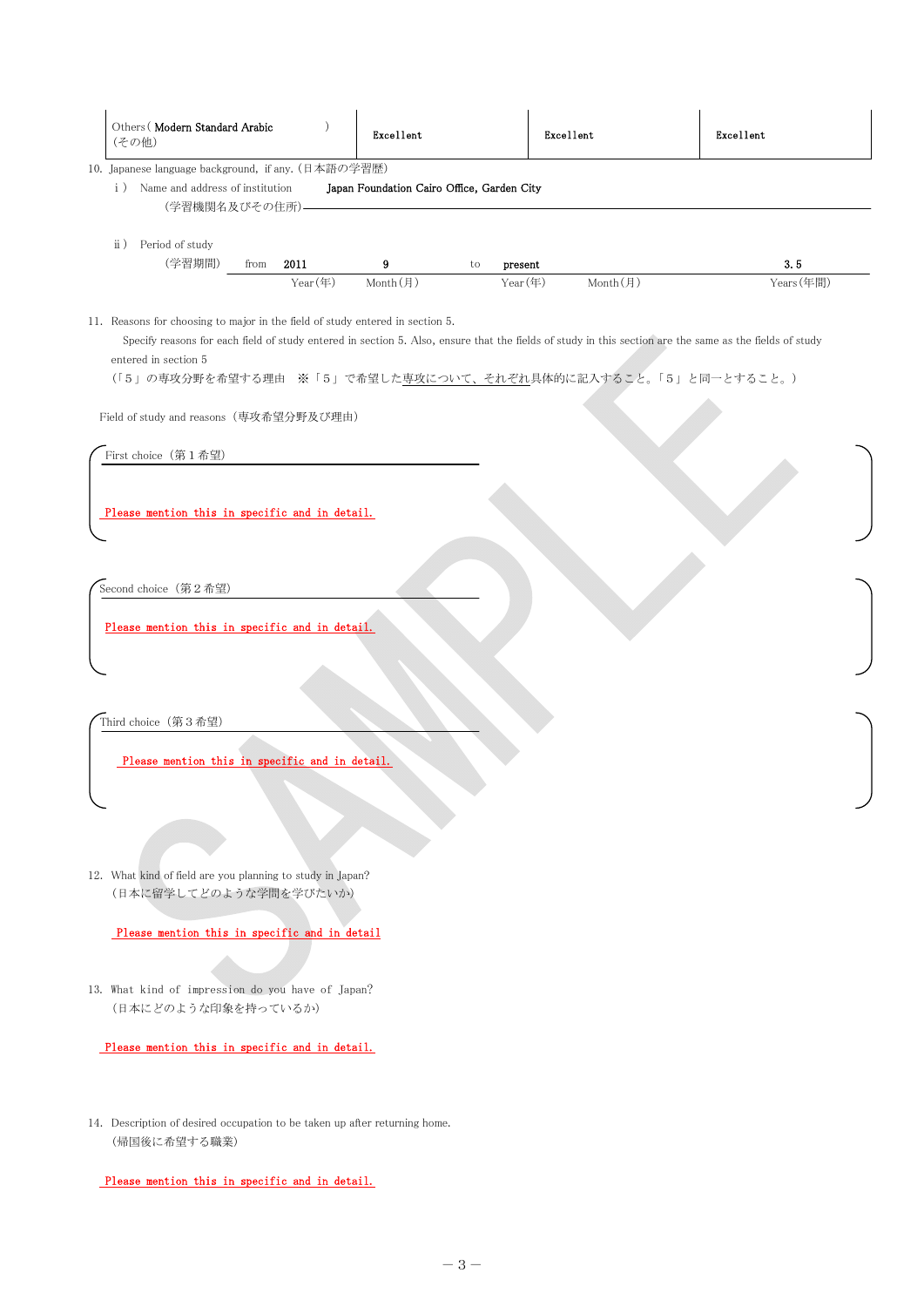| Others ( Modern Standard Arabic )<br>(その他) | Excellent | Excellent | Excellent |
|---|---|---|---|

10. Japanese language background, if any.（日本語の学習歴）

　ⅰ） Name and address of institution（学習機関名及びその住所） Japan Foundation Cairo Office, Garden City

　ⅱ） Period of study（学習期間） from 2011 Year(年) 9 Month(月) to present Year(年) Month(月) 3.5 Years(年間)

11. Reasons for choosing to major in the field of study entered in section 5.

Specify reasons for each field of study entered in section 5. Also, ensure that the fields of study in this section are the same as the fields of study entered in section 5

（「5」の専攻分野を希望する理由　※「5」で希望した専攻について、それぞれ具体的に記入すること。「5」と同一とすること。）

Field of study and reasons（専攻希望分野及び理由）

First choice（第1希望）

Please mention this in specific and in detail.

Second choice（第2希望）

Please mention this in specific and in detail.

Third choice（第3希望）

Please mention this in specific and in detail.

12. What kind of field are you planning to study in Japan?（日本に留学してどのような学問を学びたいか）

Please mention this in specific and in detail

13. What kind of impression do you have of Japan?（日本にどのような印象を持っているか）

Please mention this in specific and in detail.

14. Description of desired occupation to be taken up after returning home.（帰国後に希望する職業）

Please mention this in specific and in detail.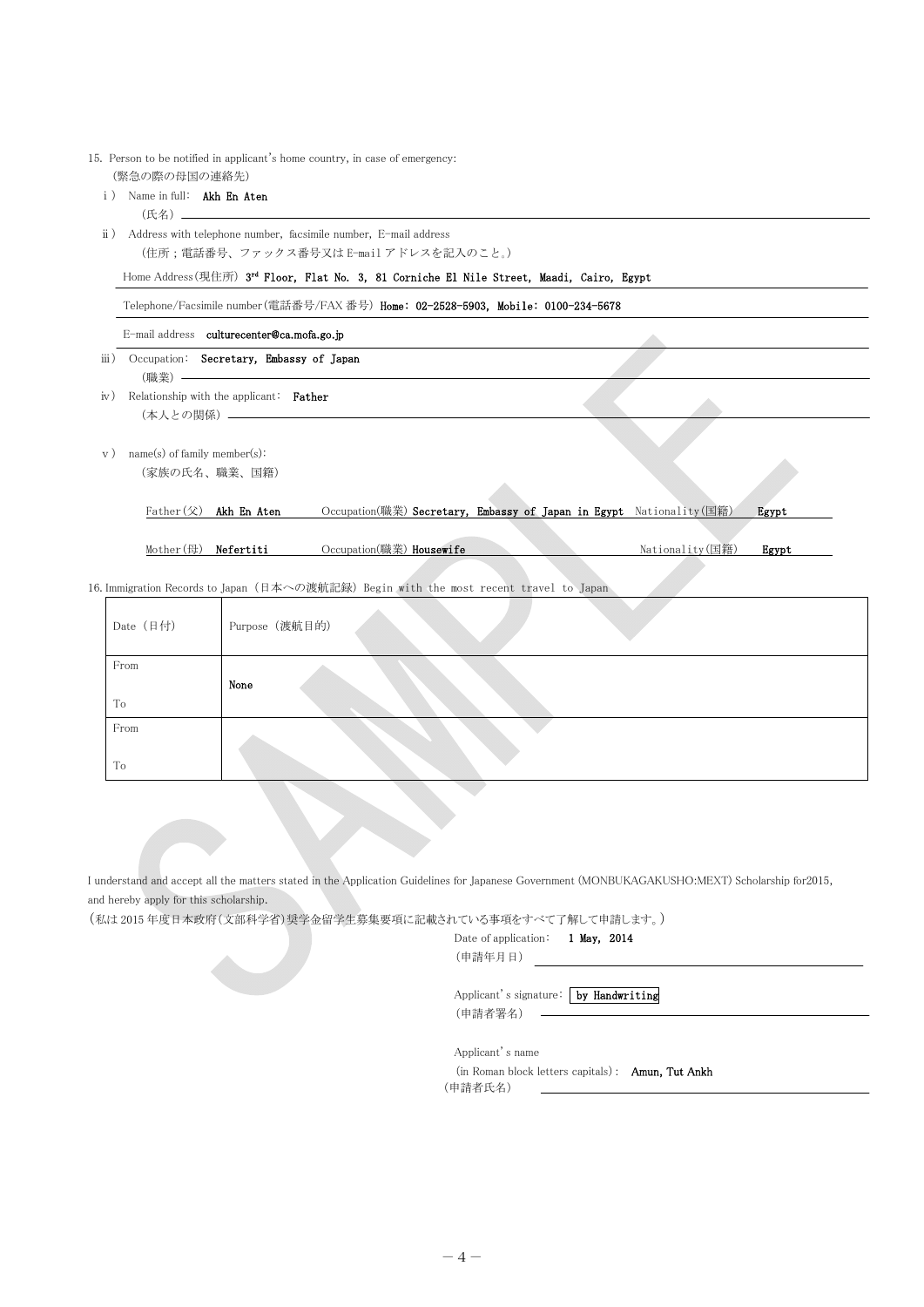15. Person to be notified in applicant's home country, in case of emergency:
(緊急の際の母国の連絡先)

i ) Name in full: Akh En Aten
(氏名)

ii ) Address with telephone number, facsimile number, E-mail address
(住所；電話番号、ファックス番号又は E-mail アドレスを記入のこと。)

Home Address(現住所) 3rd Floor, Flat No. 3, 81 Corniche El Nile Street, Maadi, Cairo, Egypt

Telephone/Facsimile number(電話番号/FAX 番号) Home: 02-2528-5903, Mobile: 0100-234-5678

E-mail address culturecenter@ca.mofa.go.jp

iii) Occupation: Secretary, Embassy of Japan
(職業)

iv) Relationship with the applicant: Father
(本人との関係)

v ) name(s) of family member(s):
(家族の氏名、職業、国籍)

Father(父) Akh En Aten Occupation(職業) Secretary, Embassy of Japan in Egypt Nationality(国籍) Egypt

Mother(母) Nefertiti Occupation(職業) Housewife Nationality(国籍) Egypt

16. Immigration Records to Japan (日本への渡航記録) Begin with the most recent travel to Japan

| Date (日付) | Purpose (渡航目的) |
|---|---|
| From<br>To | None |
| From<br>To | |

I understand and accept all the matters stated in the Application Guidelines for Japanese Government (MONBUKAGAKUSHO:MEXT) Scholarship for2015, and hereby apply for this scholarship.
(私は 2015 年度日本政府(文部科学省)奨学金留学生募集要項に記載されている事項をすべて了解して申請します。)

Date of application: 1 May, 2014
(申請年月日)

Applicant's signature: by Handwriting
(申請者署名)

Applicant's name
(in Roman block letters capitals): Amun, Tut Ankh
(申請者氏名)